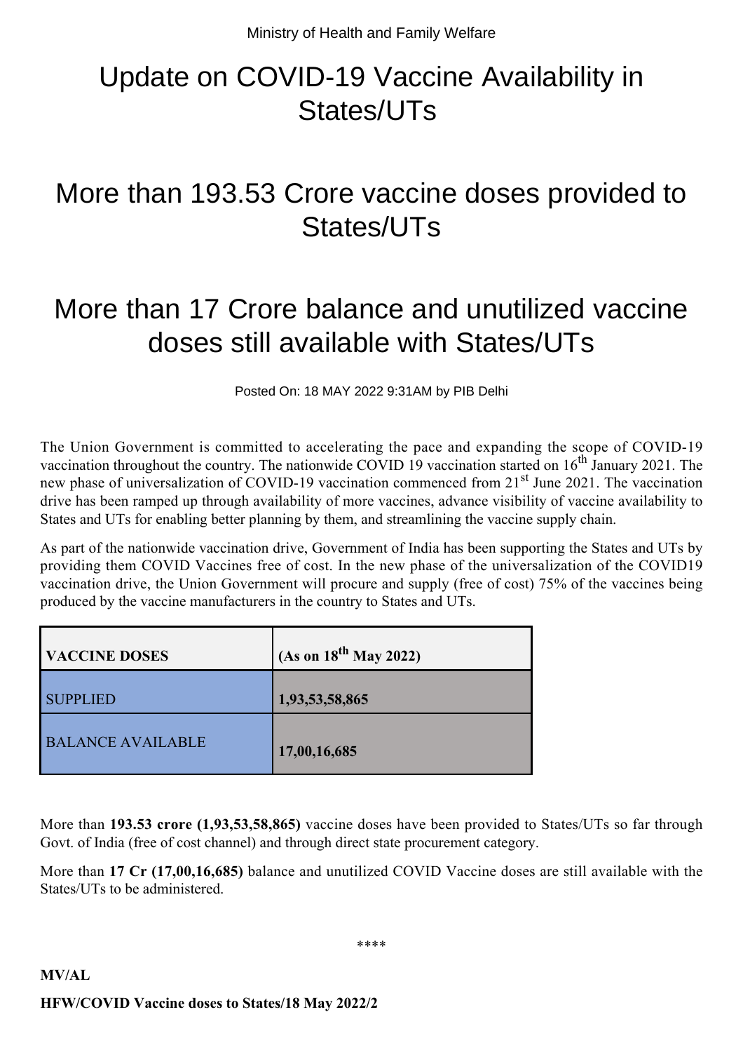Ministry of Health and Family Welfare

# Update on COVID-19 Vaccine Availability in States/UTs

# More than 193.53 Crore vaccine doses provided to States/UTs

# More than 17 Crore balance and unutilized vaccine doses still available with States/UTs

Posted On: 18 MAY 2022 9:31AM by PIB Delhi

The Union Government is committed to accelerating the pace and expanding the scope of COVID-19 vaccination throughout the country. The nationwide COVID 19 vaccination started on 16th January 2021. The new phase of universalization of COVID-19 vaccination commenced from 21st June 2021. The vaccination drive has been ramped up through availability of more vaccines, advance visibility of vaccine availability to States and UTs for enabling better planning by them, and streamlining the vaccine supply chain.

As part of the nationwide vaccination drive, Government of India has been supporting the States and UTs by providing them COVID Vaccines free of cost. In the new phase of the universalization of the COVID19 vaccination drive, the Union Government will procure and supply (free of cost) 75% of the vaccines being produced by the vaccine manufacturers in the country to States and UTs.

| VACCINE DOSES | (As on 18th May 2022) |
|---|---|
| SUPPLIED | **1,93,53,58,865** |
| BALANCE AVAILABLE | **17,00,16,685** |

More than **193.53 crore (1,93,53,58,865)** vaccine doses have been provided to States/UTs so far through Govt. of India (free of cost channel) and through direct state procurement category.

More than **17 Cr (17,00,16,685)** balance and unutilized COVID Vaccine doses are still available with the States/UTs to be administered.

\*\*\*\*

**MV/AL**

**HFW/COVID Vaccine doses to States/18 May 2022/2**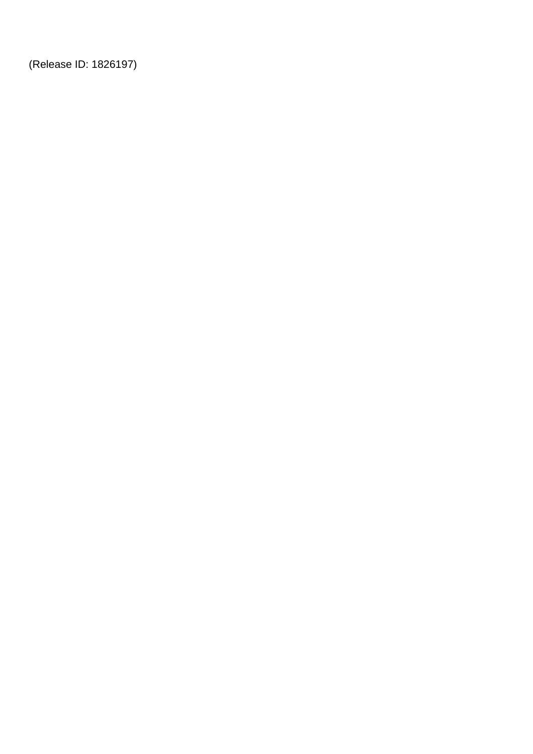(Release ID: 1826197)